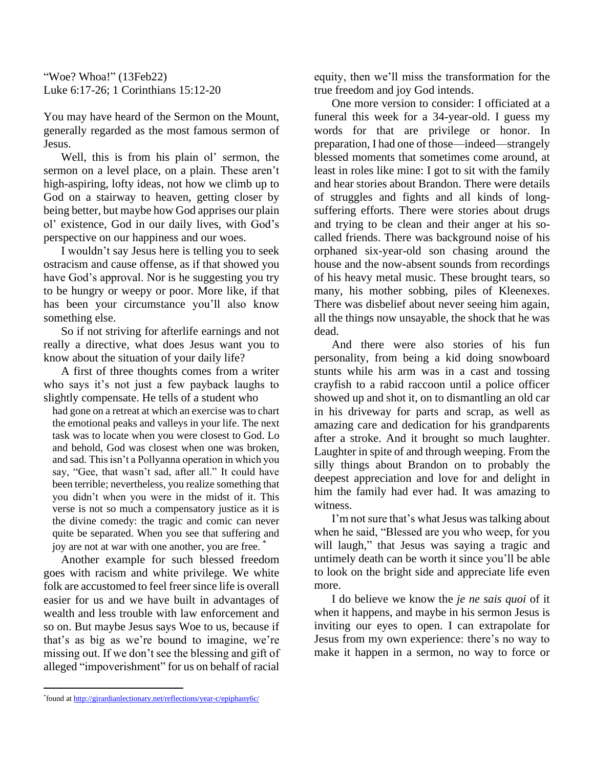"Woe? Whoa!" (13Feb22)
Luke 6:17-26; 1 Corinthians 15:12-20

You may have heard of the Sermon on the Mount, generally regarded as the most famous sermon of Jesus.

Well, this is from his plain ol' sermon, the sermon on a level place, on a plain. These aren't high-aspiring, lofty ideas, not how we climb up to God on a stairway to heaven, getting closer by being better, but maybe how God apprises our plain ol' existence, God in our daily lives, with God's perspective on our happiness and our woes.

I wouldn't say Jesus here is telling you to seek ostracism and cause offense, as if that showed you have God's approval. Nor is he suggesting you try to be hungry or weepy or poor. More like, if that has been your circumstance you'll also know something else.

So if not striving for afterlife earnings and not really a directive, what does Jesus want you to know about the situation of your daily life?

A first of three thoughts comes from a writer who says it's not just a few payback laughs to slightly compensate. He tells of a student who

> had gone on a retreat at which an exercise was to chart the emotional peaks and valleys in your life. The next task was to locate when you were closest to God. Lo and behold, God was closest when one was broken, and sad. This isn't a Pollyanna operation in which you say, "Gee, that wasn't sad, after all." It could have been terrible; nevertheless, you realize something that you didn't when you were in the midst of it. This verse is not so much a compensatory justice as it is the divine comedy: the tragic and comic can never quite be separated. When you see that suffering and joy are not at war with one another, you are free. *

Another example for such blessed freedom goes with racism and white privilege. We white folk are accustomed to feel freer since life is overall easier for us and we have built in advantages of wealth and less trouble with law enforcement and so on. But maybe Jesus says Woe to us, because if that's as big as we're bound to imagine, we're missing out. If we don't see the blessing and gift of alleged "impoverishment" for us on behalf of racial equity, then we'll miss the transformation for the true freedom and joy God intends.

One more version to consider: I officiated at a funeral this week for a 34-year-old. I guess my words for that are privilege or honor. In preparation, I had one of those—indeed—strangely blessed moments that sometimes come around, at least in roles like mine: I got to sit with the family and hear stories about Brandon. There were details of struggles and fights and all kinds of long-suffering efforts. There were stories about drugs and trying to be clean and their anger at his so-called friends. There was background noise of his orphaned six-year-old son chasing around the house and the now-absent sounds from recordings of his heavy metal music. These brought tears, so many, his mother sobbing, piles of Kleenexes. There was disbelief about never seeing him again, all the things now unsayable, the shock that he was dead.

And there were also stories of his fun personality, from being a kid doing snowboard stunts while his arm was in a cast and tossing crayfish to a rabid raccoon until a police officer showed up and shot it, on to dismantling an old car in his driveway for parts and scrap, as well as amazing care and dedication for his grandparents after a stroke. And it brought so much laughter. Laughter in spite of and through weeping. From the silly things about Brandon on to probably the deepest appreciation and love for and delight in him the family had ever had. It was amazing to witness.

I'm not sure that's what Jesus was talking about when he said, "Blessed are you who weep, for you will laugh," that Jesus was saying a tragic and untimely death can be worth it since you'll be able to look on the bright side and appreciate life even more.

I do believe we know the *je ne sais quoi* of it when it happens, and maybe in his sermon Jesus is inviting our eyes to open. I can extrapolate for Jesus from my own experience: there's no way to make it happen in a sermon, no way to force or

---

*found at http://girardianlectionary.net/reflections/year-c/epiphany6c/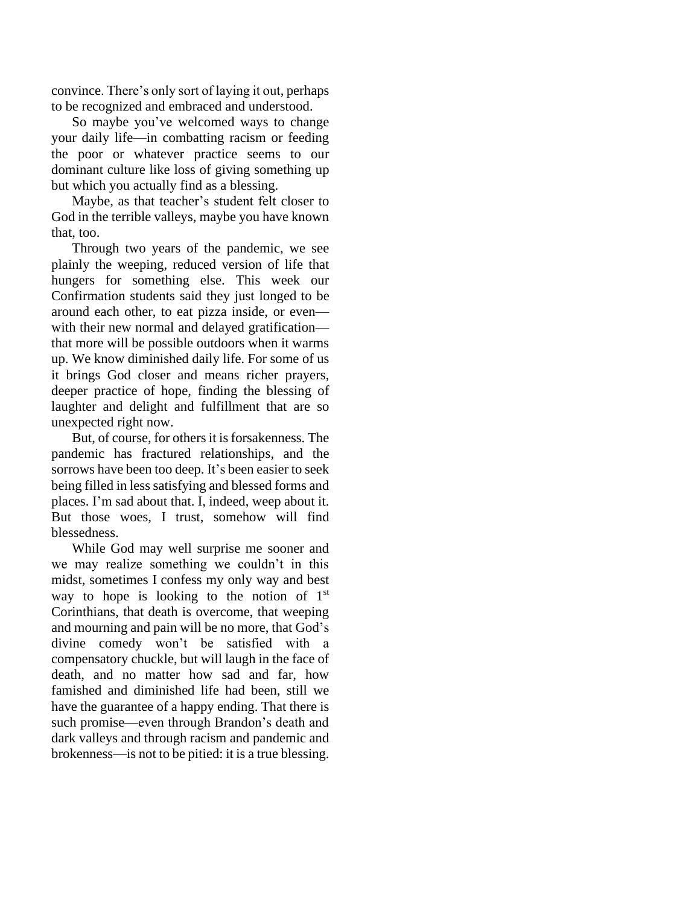convince. There's only sort of laying it out, perhaps to be recognized and embraced and understood.

So maybe you've welcomed ways to change your daily life—in combatting racism or feeding the poor or whatever practice seems to our dominant culture like loss of giving something up but which you actually find as a blessing.

Maybe, as that teacher's student felt closer to God in the terrible valleys, maybe you have known that, too.

Through two years of the pandemic, we see plainly the weeping, reduced version of life that hungers for something else. This week our Confirmation students said they just longed to be around each other, to eat pizza inside, or even—with their new normal and delayed gratification—that more will be possible outdoors when it warms up. We know diminished daily life. For some of us it brings God closer and means richer prayers, deeper practice of hope, finding the blessing of laughter and delight and fulfillment that are so unexpected right now.

But, of course, for others it is forsakenness. The pandemic has fractured relationships, and the sorrows have been too deep. It's been easier to seek being filled in less satisfying and blessed forms and places. I'm sad about that. I, indeed, weep about it. But those woes, I trust, somehow will find blessedness.

While God may well surprise me sooner and we may realize something we couldn't in this midst, sometimes I confess my only way and best way to hope is looking to the notion of 1st Corinthians, that death is overcome, that weeping and mourning and pain will be no more, that God's divine comedy won't be satisfied with a compensatory chuckle, but will laugh in the face of death, and no matter how sad and far, how famished and diminished life had been, still we have the guarantee of a happy ending. That there is such promise—even through Brandon's death and dark valleys and through racism and pandemic and brokenness—is not to be pitied: it is a true blessing.